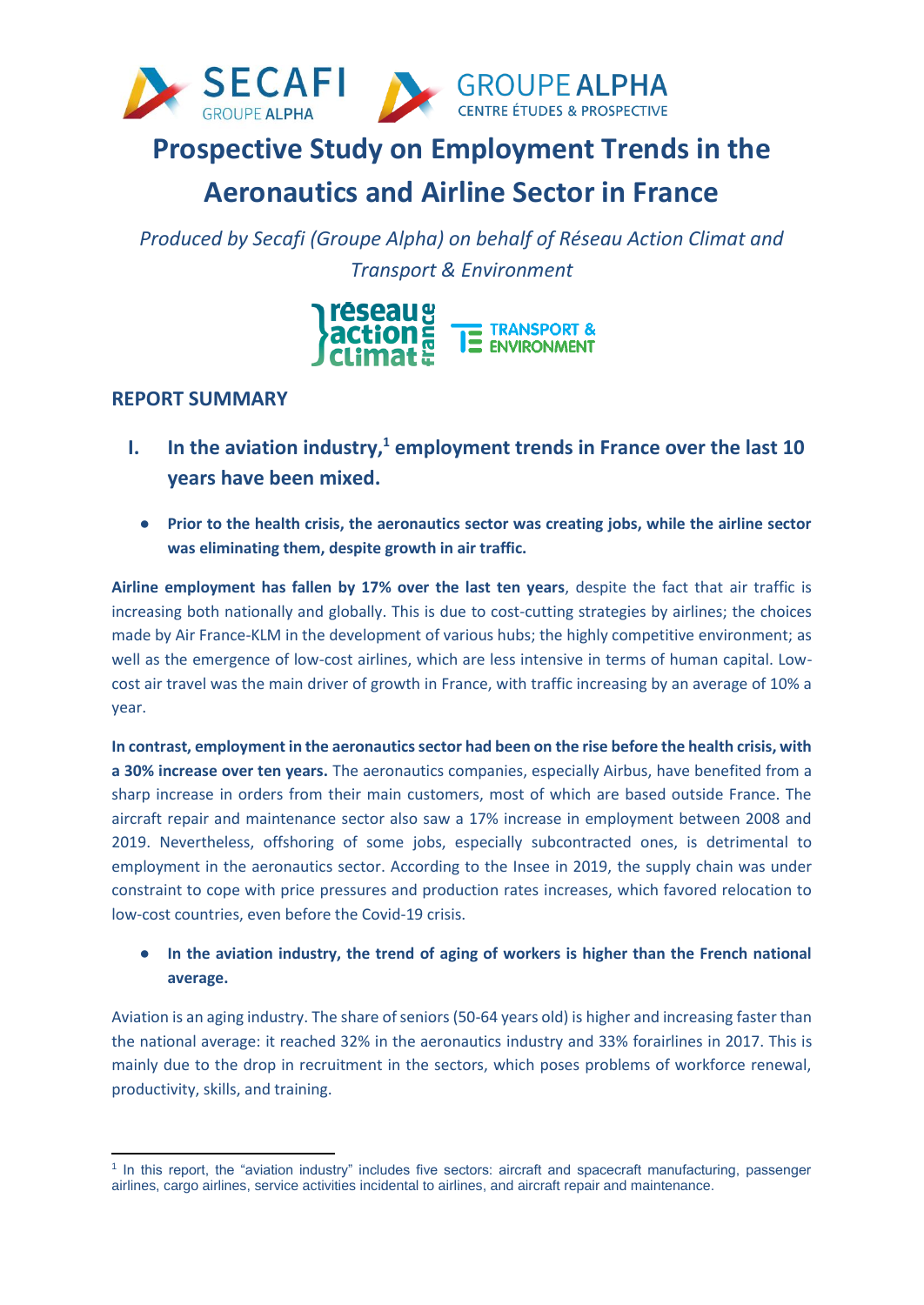# Prospective Study on Employment Trends in the Aeronautics and Airline Sector in France

*Produced by Secafi (Groupe Alpha) on behalf of Réseau Action Climat and Transport & Environment*

## REPORT SUMMARY

### I. In the aviation industry,[1] employment trends in France over the last 10 years have been mixed.

- **Prior to the health crisis, the aeronautics sector was creating jobs, while the airline sector was eliminating them, despite growth in air traffic.**

**Airline employment has fallen by 17% over the last ten years**, despite the fact that air traffic is increasing both nationally and globally. This is due to cost-cutting strategies by airlines; the choices made by Air France-KLM in the development of various hubs; the highly competitive environment; as well as the emergence of low-cost airlines, which are less intensive in terms of human capital. Low-cost air travel was the main driver of growth in France, with traffic increasing by an average of 10% a year.

**In contrast, employment in the aeronautics sector had been on the rise before the health crisis, with a 30% increase over ten years.** The aeronautics companies, especially Airbus, have benefited from a sharp increase in orders from their main customers, most of which are based outside France. The aircraft repair and maintenance sector also saw a 17% increase in employment between 2008 and 2019. Nevertheless, offshoring of some jobs, especially subcontracted ones, is detrimental to employment in the aeronautics sector. According to the Insee in 2019, the supply chain was under constraint to cope with price pressures and production rates increases, which favored relocation to low-cost countries, even before the Covid-19 crisis.

- **In the aviation industry, the trend of aging of workers is higher than the French national average.**

Aviation is an aging industry. The share of seniors (50-64 years old) is higher and increasing faster than the national average: it reached 32% in the aeronautics industry and 33% forairlines in 2017. This is mainly due to the drop in recruitment in the sectors, which poses problems of workforce renewal, productivity, skills, and training.

---

[1] In this report, the “aviation industry” includes five sectors: aircraft and spacecraft manufacturing, passenger airlines, cargo airlines, service activities incidental to airlines, and aircraft repair and maintenance.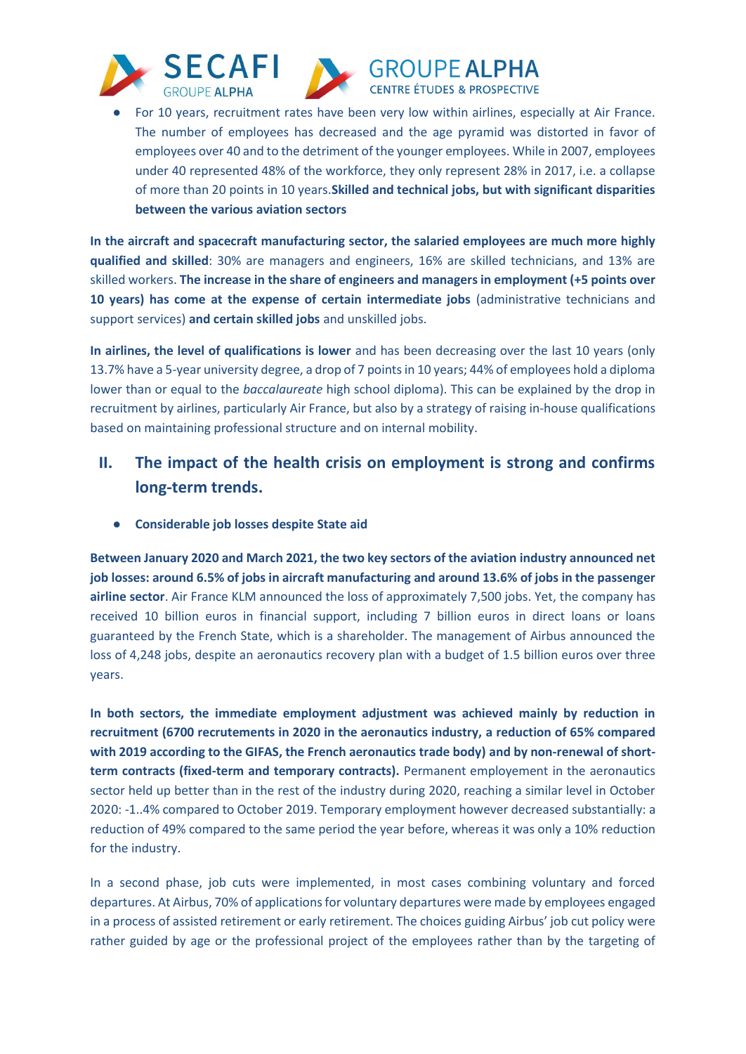- For 10 years, recruitment rates have been very low within airlines, especially at Air France. The number of employees has decreased and the age pyramid was distorted in favor of employees over 40 and to the detriment of the younger employees. While in 2007, employees under 40 represented 48% of the workforce, they only represent 28% in 2017, i.e. a collapse of more than 20 points in 10 years.**Skilled and technical jobs, but with significant disparities between the various aviation sectors**

**In the aircraft and spacecraft manufacturing sector, the salaried employees are much more highly qualified and skilled**: 30% are managers and engineers, 16% are skilled technicians, and 13% are skilled workers. **The increase in the share of engineers and managers in employment (+5 points over 10 years) has come at the expense of certain intermediate jobs** (administrative technicians and support services) **and certain skilled jobs** and unskilled jobs.

**In airlines, the level of qualifications is lower** and has been decreasing over the last 10 years (only 13.7% have a 5-year university degree, a drop of 7 points in 10 years; 44% of employees hold a diploma lower than or equal to the *baccalaureate* high school diploma). This can be explained by the drop in recruitment by airlines, particularly Air France, but also by a strategy of raising in-house qualifications based on maintaining professional structure and on internal mobility.

## II. The impact of the health crisis on employment is strong and confirms long-term trends.

- **Considerable job losses despite State aid**

**Between January 2020 and March 2021, the two key sectors of the aviation industry announced net job losses: around 6.5% of jobs in aircraft manufacturing and around 13.6% of jobs in the passenger airline sector**. Air France KLM announced the loss of approximately 7,500 jobs. Yet, the company has received 10 billion euros in financial support, including 7 billion euros in direct loans or loans guaranteed by the French State, which is a shareholder. The management of Airbus announced the loss of 4,248 jobs, despite an aeronautics recovery plan with a budget of 1.5 billion euros over three years.

**In both sectors, the immediate employment adjustment was achieved mainly by reduction in recruitment (6700 recrutements in 2020 in the aeronautics industry, a reduction of 65% compared with 2019 according to the GIFAS, the French aeronautics trade body) and by non-renewal of short-term contracts (fixed-term and temporary contracts).** Permanent emplovement in the aeronautics sector held up better than in the rest of the industry during 2020, reaching a similar level in October 2020: -1..4% compared to October 2019. Temporary employment however decreased substantially: a reduction of 49% compared to the same period the year before, whereas it was only a 10% reduction for the industry.

In a second phase, job cuts were implemented, in most cases combining voluntary and forced departures. At Airbus, 70% of applications for voluntary departures were made by employees engaged in a process of assisted retirement or early retirement. The choices guiding Airbus' job cut policy were rather guided by age or the professional project of the employees rather than by the targeting of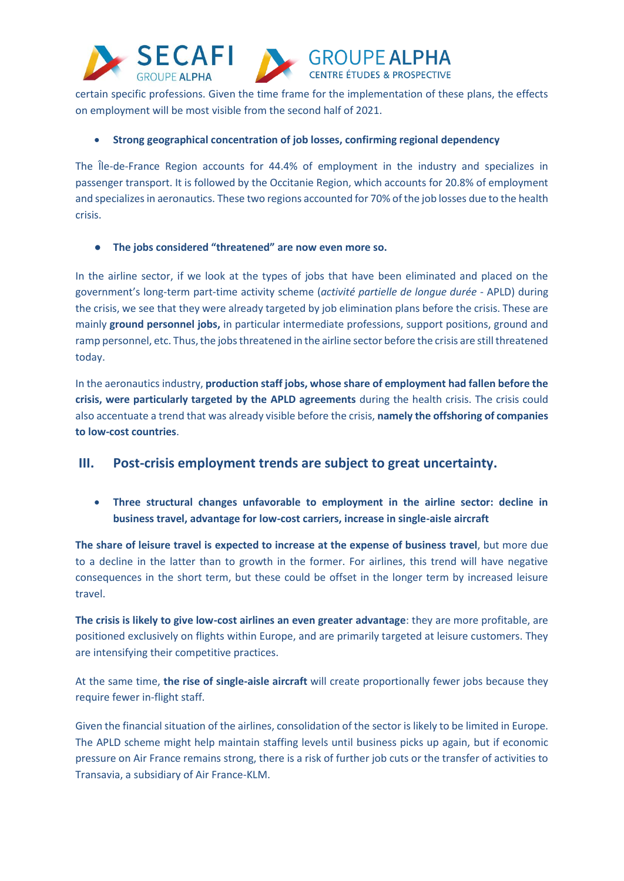certain specific professions. Given the time frame for the implementation of these plans, the effects on employment will be most visible from the second half of 2021.

- **Strong geographical concentration of job losses, confirming regional dependency**

The Île-de-France Region accounts for 44.4% of employment in the industry and specializes in passenger transport. It is followed by the Occitanie Region, which accounts for 20.8% of employment and specializes in aeronautics. These two regions accounted for 70% of the job losses due to the health crisis.

- **The jobs considered "threatened" are now even more so.**

In the airline sector, if we look at the types of jobs that have been eliminated and placed on the government's long-term part-time activity scheme (*activité partielle de longue durée* - APLD) during the crisis, we see that they were already targeted by job elimination plans before the crisis. These are mainly **ground personnel jobs,** in particular intermediate professions, support positions, ground and ramp personnel, etc. Thus, the jobs threatened in the airline sector before the crisis are still threatened today.

In the aeronautics industry, **production staff jobs, whose share of employment had fallen before the crisis, were particularly targeted by the APLD agreements** during the health crisis. The crisis could also accentuate a trend that was already visible before the crisis, **namely the offshoring of companies to low-cost countries**.

## III. Post-crisis employment trends are subject to great uncertainty.

- **Three structural changes unfavorable to employment in the airline sector: decline in business travel, advantage for low-cost carriers, increase in single-aisle aircraft**

**The share of leisure travel is expected to increase at the expense of business travel**, but more due to a decline in the latter than to growth in the former. For airlines, this trend will have negative consequences in the short term, but these could be offset in the longer term by increased leisure travel.

**The crisis is likely to give low-cost airlines an even greater advantage**: they are more profitable, are positioned exclusively on flights within Europe, and are primarily targeted at leisure customers. They are intensifying their competitive practices.

At the same time, **the rise of single-aisle aircraft** will create proportionally fewer jobs because they require fewer in-flight staff.

Given the financial situation of the airlines, consolidation of the sector is likely to be limited in Europe. The APLD scheme might help maintain staffing levels until business picks up again, but if economic pressure on Air France remains strong, there is a risk of further job cuts or the transfer of activities to Transavia, a subsidiary of Air France-KLM.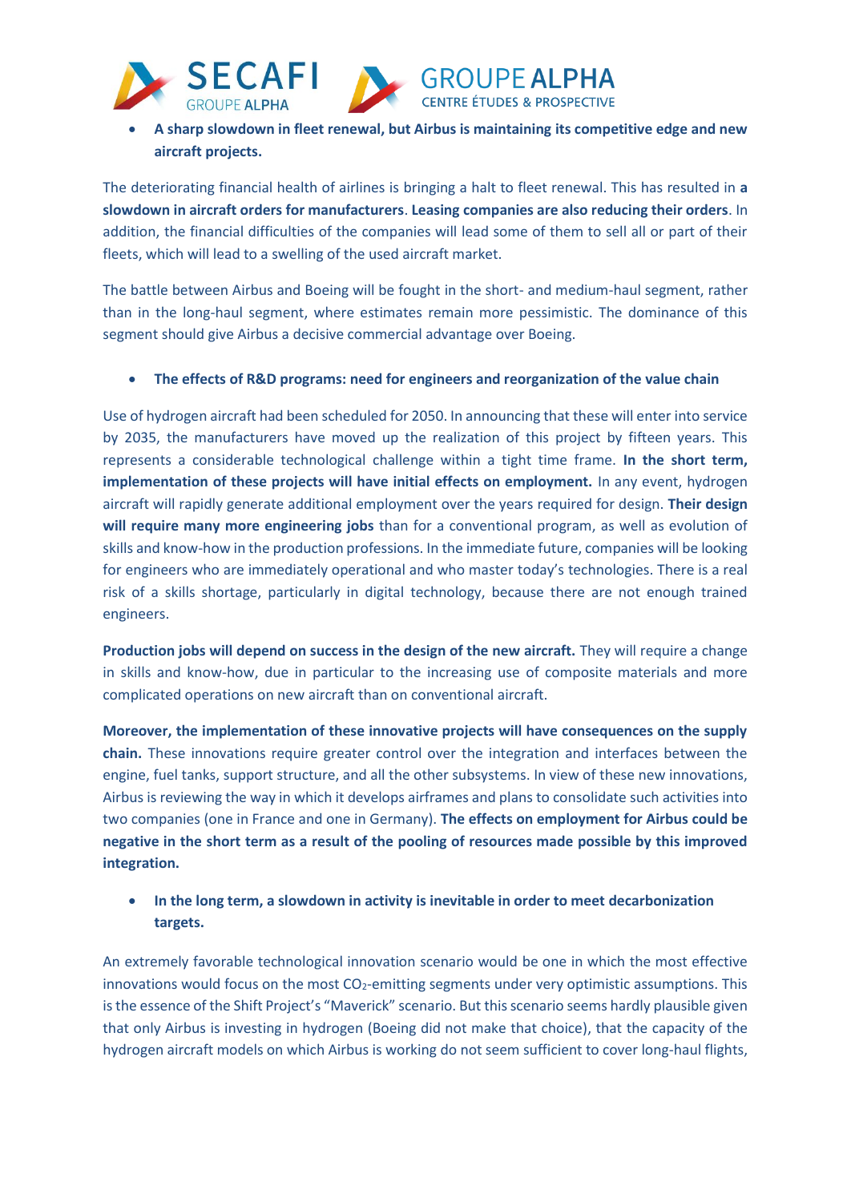- **A sharp slowdown in fleet renewal, but Airbus is maintaining its competitive edge and new aircraft projects.**

The deteriorating financial health of airlines is bringing a halt to fleet renewal. This has resulted in **a slowdown in aircraft orders for manufacturers**. **Leasing companies are also reducing their orders**. In addition, the financial difficulties of the companies will lead some of them to sell all or part of their fleets, which will lead to a swelling of the used aircraft market.

The battle between Airbus and Boeing will be fought in the short- and medium-haul segment, rather than in the long-haul segment, where estimates remain more pessimistic. The dominance of this segment should give Airbus a decisive commercial advantage over Boeing.

- **The effects of R&D programs: need for engineers and reorganization of the value chain**

Use of hydrogen aircraft had been scheduled for 2050. In announcing that these will enter into service by 2035, the manufacturers have moved up the realization of this project by fifteen years. This represents a considerable technological challenge within a tight time frame. **In the short term, implementation of these projects will have initial effects on employment.** In any event, hydrogen aircraft will rapidly generate additional employment over the years required for design. **Their design will require many more engineering jobs** than for a conventional program, as well as evolution of skills and know-how in the production professions. In the immediate future, companies will be looking for engineers who are immediately operational and who master today's technologies. There is a real risk of a skills shortage, particularly in digital technology, because there are not enough trained engineers.

**Production jobs will depend on success in the design of the new aircraft.** They will require a change in skills and know-how, due in particular to the increasing use of composite materials and more complicated operations on new aircraft than on conventional aircraft.

**Moreover, the implementation of these innovative projects will have consequences on the supply chain.** These innovations require greater control over the integration and interfaces between the engine, fuel tanks, support structure, and all the other subsystems. In view of these new innovations, Airbus is reviewing the way in which it develops airframes and plans to consolidate such activities into two companies (one in France and one in Germany). **The effects on employment for Airbus could be negative in the short term as a result of the pooling of resources made possible by this improved integration.**

- **In the long term, a slowdown in activity is inevitable in order to meet decarbonization targets.**

An extremely favorable technological innovation scenario would be one in which the most effective innovations would focus on the most $CO_2$-emitting segments under very optimistic assumptions. This is the essence of the Shift Project's "Maverick" scenario. But this scenario seems hardly plausible given that only Airbus is investing in hydrogen (Boeing did not make that choice), that the capacity of the hydrogen aircraft models on which Airbus is working do not seem sufficient to cover long-haul flights,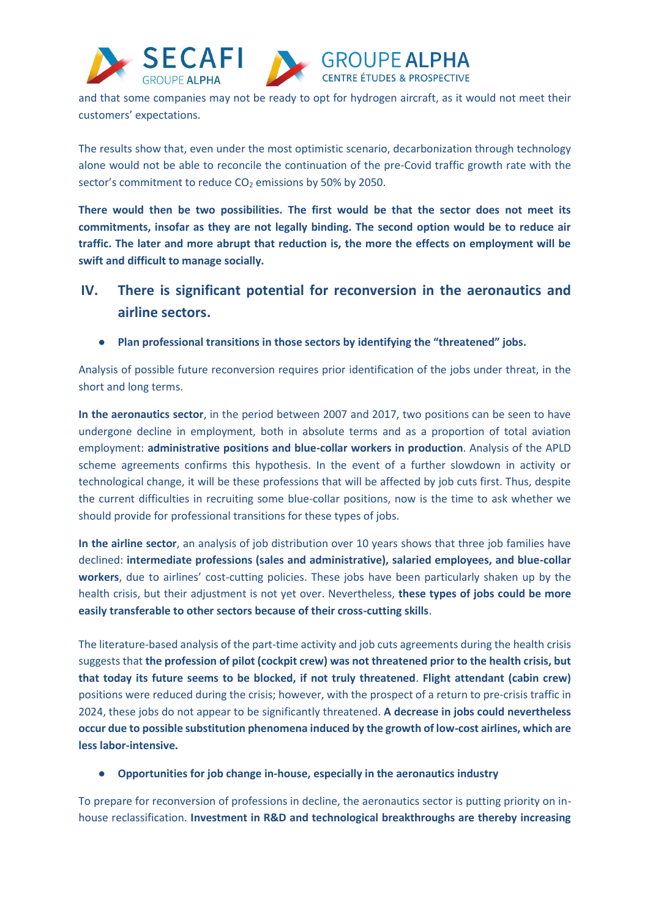and that some companies may not be ready to opt for hydrogen aircraft, as it would not meet their customers' expectations.

The results show that, even under the most optimistic scenario, decarbonization through technology alone would not be able to reconcile the continuation of the pre-Covid traffic growth rate with the sector's commitment to reduce $CO_2$ emissions by 50% by 2050.

**There would then be two possibilities. The first would be that the sector does not meet its commitments, insofar as they are not legally binding. The second option would be to reduce air traffic. The later and more abrupt that reduction is, the more the effects on employment will be swift and difficult to manage socially.**

## IV. There is significant potential for reconversion in the aeronautics and airline sectors.

- **Plan professional transitions in those sectors by identifying the "threatened" jobs.**

Analysis of possible future reconversion requires prior identification of the jobs under threat, in the short and long terms.

**In the aeronautics sector**, in the period between 2007 and 2017, two positions can be seen to have undergone decline in employment, both in absolute terms and as a proportion of total aviation employment: **administrative positions and blue-collar workers in production**. Analysis of the APLD scheme agreements confirms this hypothesis. In the event of a further slowdown in activity or technological change, it will be these professions that will be affected by job cuts first. Thus, despite the current difficulties in recruiting some blue-collar positions, now is the time to ask whether we should provide for professional transitions for these types of jobs.

**In the airline sector**, an analysis of job distribution over 10 years shows that three job families have declined: **intermediate professions (sales and administrative), salaried employees, and blue-collar workers**, due to airlines' cost-cutting policies. These jobs have been particularly shaken up by the health crisis, but their adjustment is not yet over. Nevertheless, **these types of jobs could be more easily transferable to other sectors because of their cross-cutting skills**.

The literature-based analysis of the part-time activity and job cuts agreements during the health crisis suggests that **the profession of pilot (cockpit crew) was not threatened prior to the health crisis, but that today its future seems to be blocked, if not truly threatened**. **Flight attendant (cabin crew)** positions were reduced during the crisis; however, with the prospect of a return to pre-crisis traffic in 2024, these jobs do not appear to be significantly threatened. **A decrease in jobs could nevertheless occur due to possible substitution phenomena induced by the growth of low-cost airlines, which are less labor-intensive.**

- **Opportunities for job change in-house, especially in the aeronautics industry**

To prepare for reconversion of professions in decline, the aeronautics sector is putting priority on in-house reclassification. **Investment in R&D and technological breakthroughs are thereby increasing**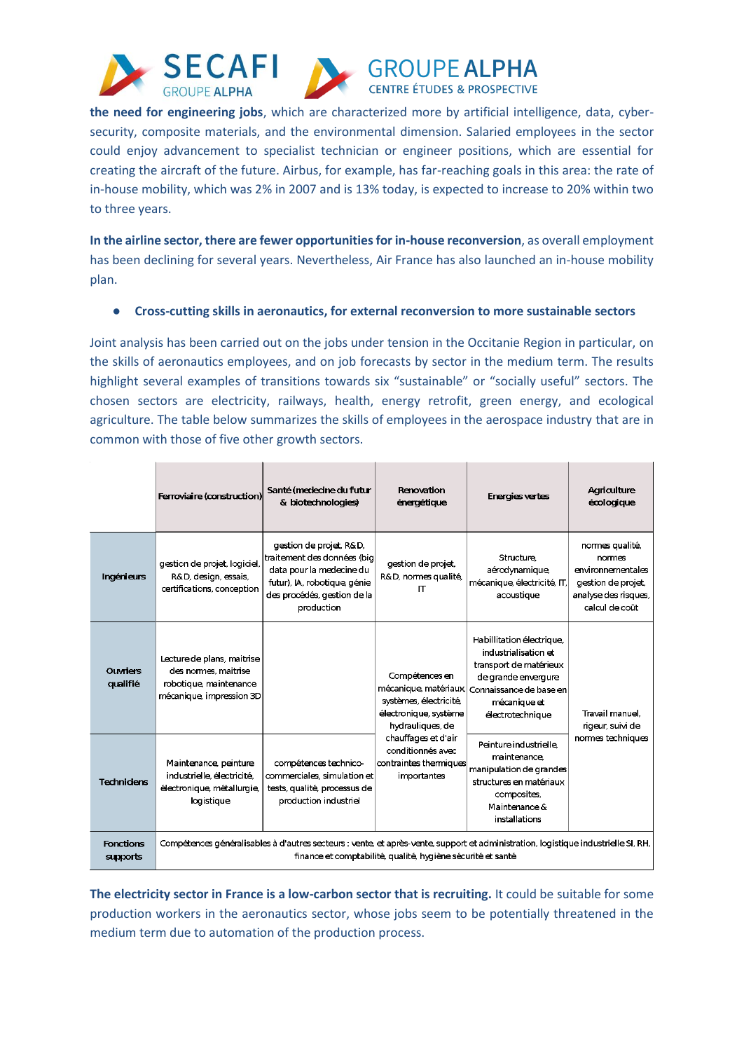**the need for engineering jobs**, which are characterized more by artificial intelligence, data, cyber-security, composite materials, and the environmental dimension. Salaried employees in the sector could enjoy advancement to specialist technician or engineer positions, which are essential for creating the aircraft of the future. Airbus, for example, has far-reaching goals in this area: the rate of in-house mobility, which was 2% in 2007 and is 13% today, is expected to increase to 20% within two to three years.

**In the airline sector, there are fewer opportunities for in-house reconversion**, as overall employment has been declining for several years. Nevertheless, Air France has also launched an in-house mobility plan.

- **Cross-cutting skills in aeronautics, for external reconversion to more sustainable sectors**

Joint analysis has been carried out on the jobs under tension in the Occitanie Region in particular, on the skills of aeronautics employees, and on job forecasts by sector in the medium term. The results highlight several examples of transitions towards six “sustainable” or “socially useful” sectors. The chosen sectors are electricity, railways, health, energy retrofit, green energy, and ecological agriculture. The table below summarizes the skills of employees in the aerospace industry that are in common with those of five other growth sectors.

| | Ferroviaire (construction) | Santé (medecine du futur & biotechnologies) | Renovation énergétique | Energies vertes | Agriculture écologique |
|---|---|---|---|---|---|
| Ingénieurs | gestion de projet, logiciel, R&D, design, essais, certifications, conception | gestion de projet, R&D, traitement des données (big data pour la medecine du futur), IA, robotique, génie des procédés, gestion de la production | gestion de projet, R&D, normes qualité, IT | Structure, aérodynamique, mécanique, électricité, IT, acoustique | normes qualité, normes environnementales gestion de projet, analyse des risques, calcul de coût |
| Ouvriers qualifié | Lecture de plans, maitrise des normes, maitrise robotique, maintenance mécanique, impression 3D | | Compétences en mécanique, matériaux, systèmes, électricité, électronique, système hydrauliques, de chauffages et d'air conditionnés avec contraintes thermiques importantes | Habillitation électrique, industrialisation et transport de matérieux de grande envergure Connaissance de base en mécanique et électrotechnique | Travail manuel, rigeur, suivi de normes techniques |
| Techniciens | Maintenance, peinture industrielle, électricité, électronique, métallurgie, logistique | compétences technico-commerciales, simulation et tests, qualité, processus de production industriel | | Peinture industrielle, maintenance, manipulation de grandes structures en matériaux composites, Maintenance & installations | |
| Fonctions supports | Compétences généralisables à d'autres secteurs : vente, et après-vente, support et administration, logistique industrielle SI, RH, finance et comptabilité, qualité, hygiène sécurité et santé | | | | |

**The electricity sector in France is a low-carbon sector that is recruiting.** It could be suitable for some production workers in the aeronautics sector, whose jobs seem to be potentially threatened in the medium term due to automation of the production process.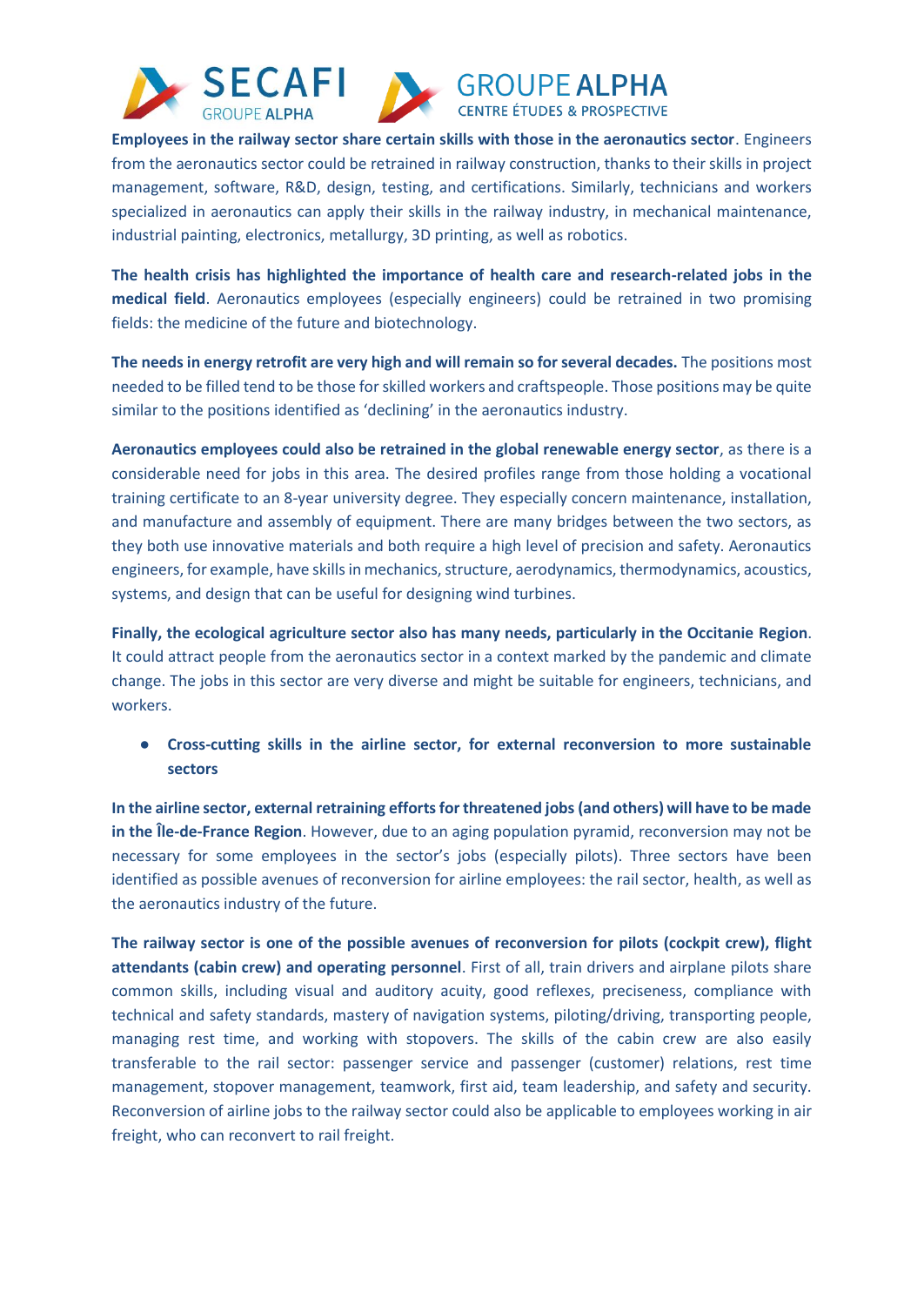**Employees in the railway sector share certain skills with those in the aeronautics sector**. Engineers from the aeronautics sector could be retrained in railway construction, thanks to their skills in project management, software, R&D, design, testing, and certifications. Similarly, technicians and workers specialized in aeronautics can apply their skills in the railway industry, in mechanical maintenance, industrial painting, electronics, metallurgy, 3D printing, as well as robotics.

**The health crisis has highlighted the importance of health care and research-related jobs in the medical field**. Aeronautics employees (especially engineers) could be retrained in two promising fields: the medicine of the future and biotechnology.

**The needs in energy retrofit are very high and will remain so for several decades.** The positions most needed to be filled tend to be those for skilled workers and craftspeople. Those positions may be quite similar to the positions identified as 'declining' in the aeronautics industry.

**Aeronautics employees could also be retrained in the global renewable energy sector**, as there is a considerable need for jobs in this area. The desired profiles range from those holding a vocational training certificate to an 8-year university degree. They especially concern maintenance, installation, and manufacture and assembly of equipment. There are many bridges between the two sectors, as they both use innovative materials and both require a high level of precision and safety. Aeronautics engineers, for example, have skills in mechanics, structure, aerodynamics, thermodynamics, acoustics, systems, and design that can be useful for designing wind turbines.

**Finally, the ecological agriculture sector also has many needs, particularly in the Occitanie Region**. It could attract people from the aeronautics sector in a context marked by the pandemic and climate change. The jobs in this sector are very diverse and might be suitable for engineers, technicians, and workers.

- **Cross-cutting skills in the airline sector, for external reconversion to more sustainable sectors**

**In the airline sector, external retraining efforts for threatened jobs (and others) will have to be made in the Île-de-France Region**. However, due to an aging population pyramid, reconversion may not be necessary for some employees in the sector's jobs (especially pilots). Three sectors have been identified as possible avenues of reconversion for airline employees: the rail sector, health, as well as the aeronautics industry of the future.

**The railway sector is one of the possible avenues of reconversion for pilots (cockpit crew), flight attendants (cabin crew) and operating personnel**. First of all, train drivers and airplane pilots share common skills, including visual and auditory acuity, good reflexes, preciseness, compliance with technical and safety standards, mastery of navigation systems, piloting/driving, transporting people, managing rest time, and working with stopovers. The skills of the cabin crew are also easily transferable to the rail sector: passenger service and passenger (customer) relations, rest time management, stopover management, teamwork, first aid, team leadership, and safety and security. Reconversion of airline jobs to the railway sector could also be applicable to employees working in air freight, who can reconvert to rail freight.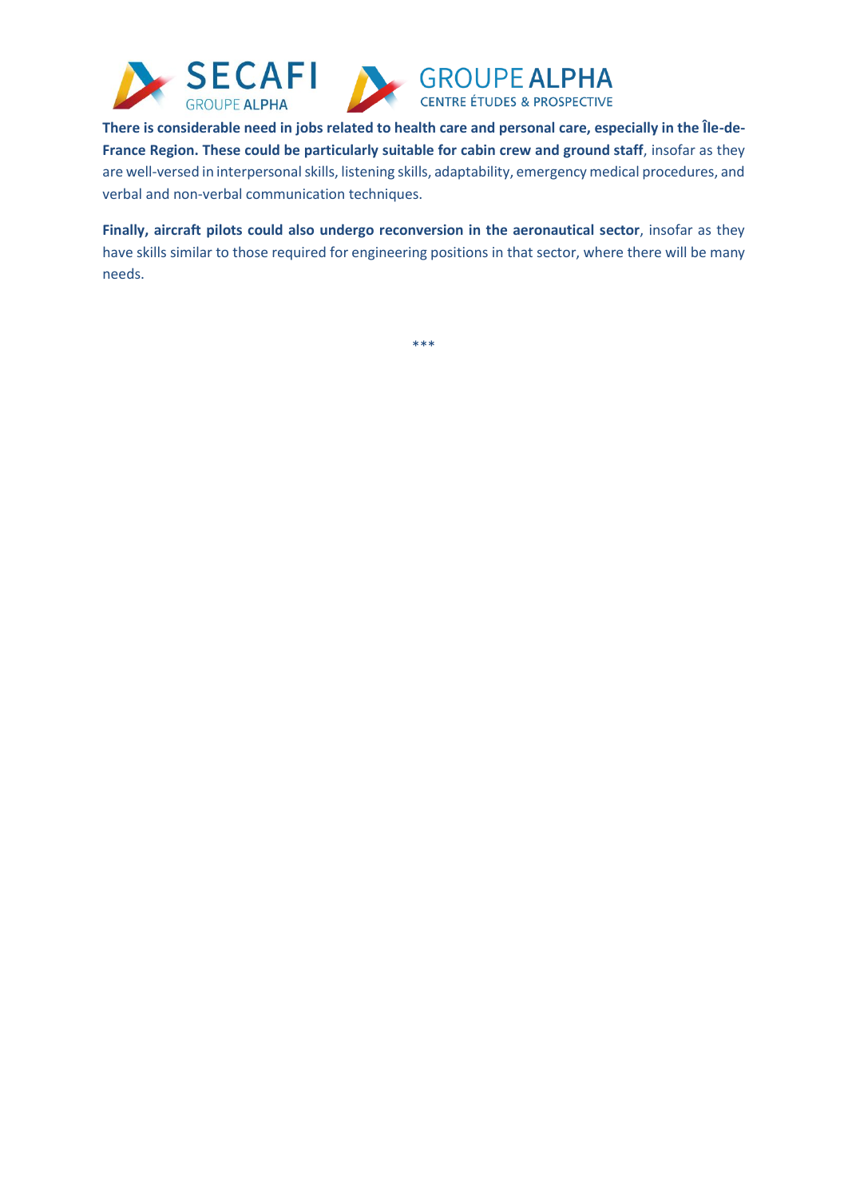**There is considerable need in jobs related to health care and personal care, especially in the Île-de-France Region. These could be particularly suitable for cabin crew and ground staff**, insofar as they are well-versed in interpersonal skills, listening skills, adaptability, emergency medical procedures, and verbal and non-verbal communication techniques.

**Finally, aircraft pilots could also undergo reconversion in the aeronautical sector**, insofar as they have skills similar to those required for engineering positions in that sector, where there will be many needs.

***